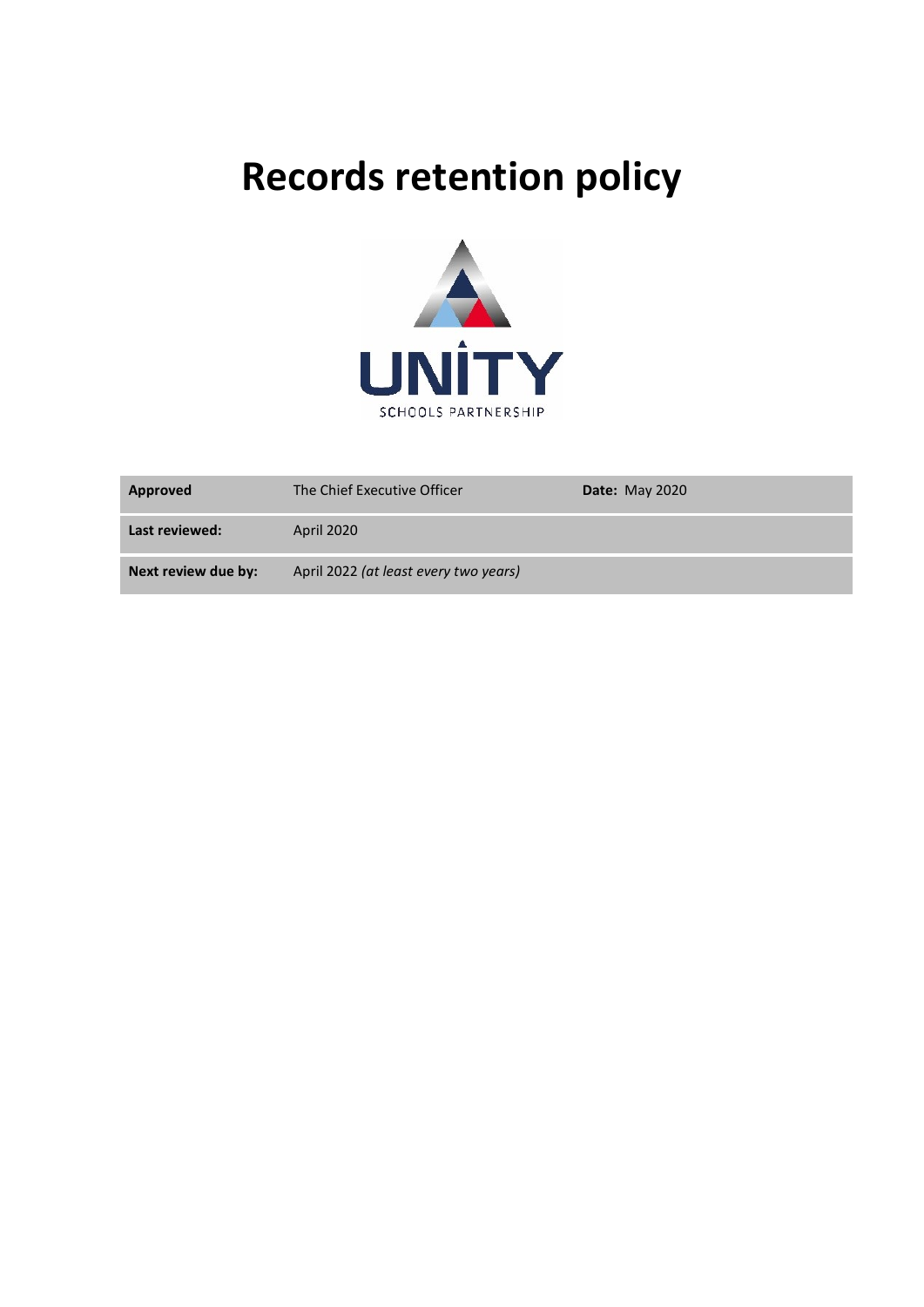# Records retention policy

UNITY
SCHOOLS PARTNERSHIP

| | | |
|---|---|---|
| **Approved** | The Chief Executive Officer | **Date:** May 2020 |
| **Last reviewed:** | April 2020 | |
| **Next review due by:** | April 2022 *(at least every two years)* | |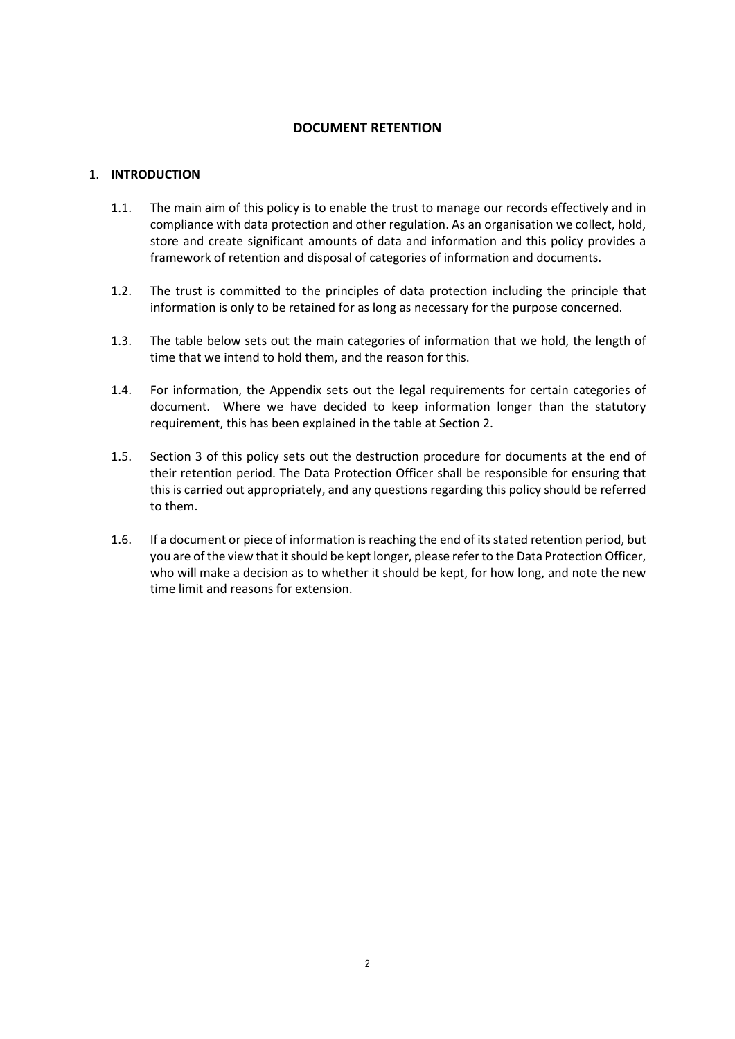# DOCUMENT RETENTION

## 1. INTRODUCTION

1.1. The main aim of this policy is to enable the trust to manage our records effectively and in compliance with data protection and other regulation. As an organisation we collect, hold, store and create significant amounts of data and information and this policy provides a framework of retention and disposal of categories of information and documents.

1.2. The trust is committed to the principles of data protection including the principle that information is only to be retained for as long as necessary for the purpose concerned.

1.3. The table below sets out the main categories of information that we hold, the length of time that we intend to hold them, and the reason for this.

1.4. For information, the Appendix sets out the legal requirements for certain categories of document. Where we have decided to keep information longer than the statutory requirement, this has been explained in the table at Section 2.

1.5. Section 3 of this policy sets out the destruction procedure for documents at the end of their retention period. The Data Protection Officer shall be responsible for ensuring that this is carried out appropriately, and any questions regarding this policy should be referred to them.

1.6. If a document or piece of information is reaching the end of its stated retention period, but you are of the view that it should be kept longer, please refer to the Data Protection Officer, who will make a decision as to whether it should be kept, for how long, and note the new time limit and reasons for extension.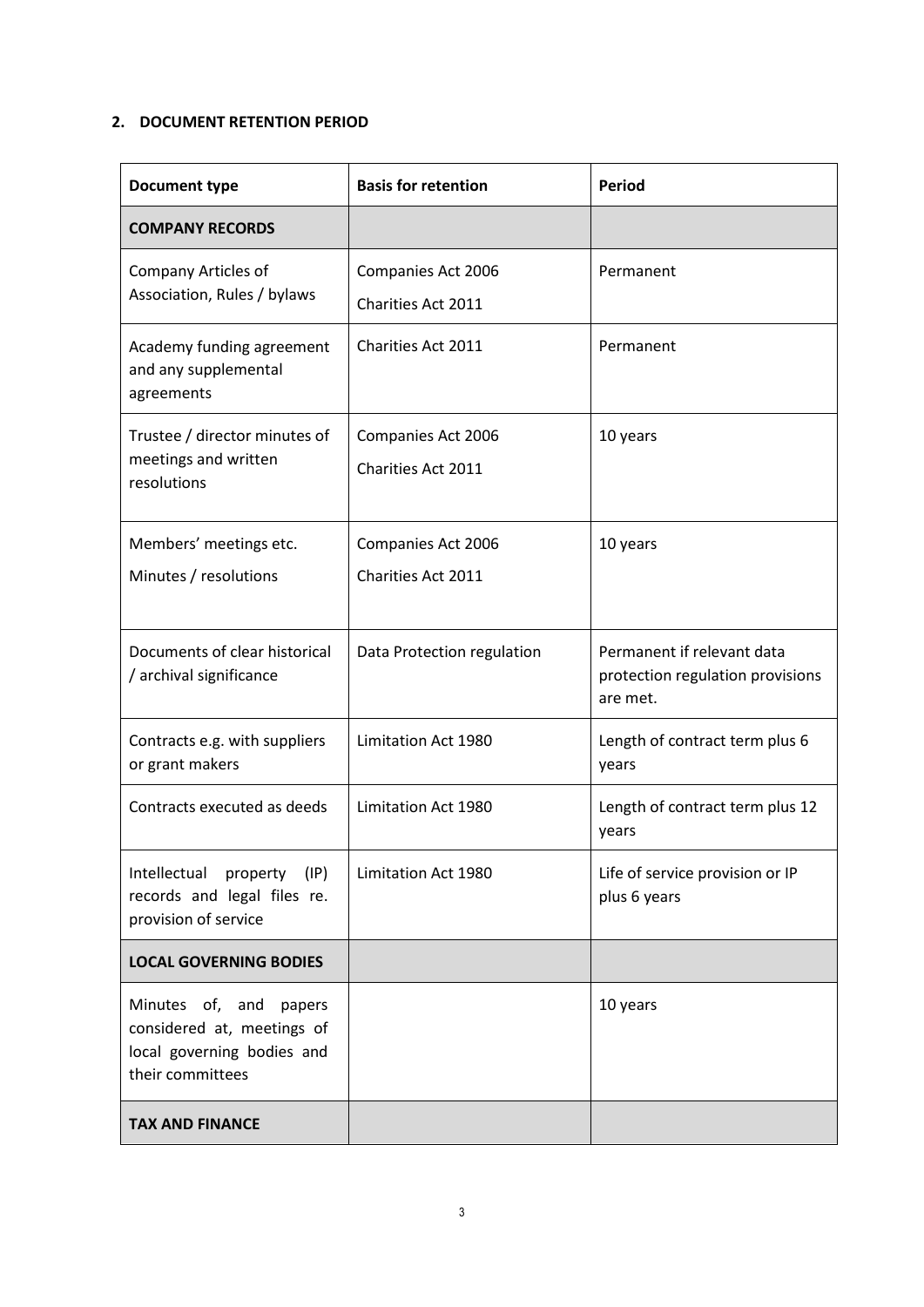## 2. DOCUMENT RETENTION PERIOD

| Document type | Basis for retention | Period |
|---|---|---|
| **COMPANY RECORDS** | | |
| Company Articles of Association, Rules / bylaws | Companies Act 2006<br>Charities Act 2011 | Permanent |
| Academy funding agreement and any supplemental agreements | Charities Act 2011 | Permanent |
| Trustee / director minutes of meetings and written resolutions | Companies Act 2006<br>Charities Act 2011 | 10 years |
| Members' meetings etc.<br>Minutes / resolutions | Companies Act 2006<br>Charities Act 2011 | 10 years |
| Documents of clear historical / archival significance | Data Protection regulation | Permanent if relevant data protection regulation provisions are met. |
| Contracts e.g. with suppliers or grant makers | Limitation Act 1980 | Length of contract term plus 6 years |
| Contracts executed as deeds | Limitation Act 1980 | Length of contract term plus 12 years |
| Intellectual property (IP) records and legal files re. provision of service | Limitation Act 1980 | Life of service provision or IP plus 6 years |
| **LOCAL GOVERNING BODIES** | | |
| Minutes of, and papers considered at, meetings of local governing bodies and their committees | | 10 years |
| **TAX AND FINANCE** | | |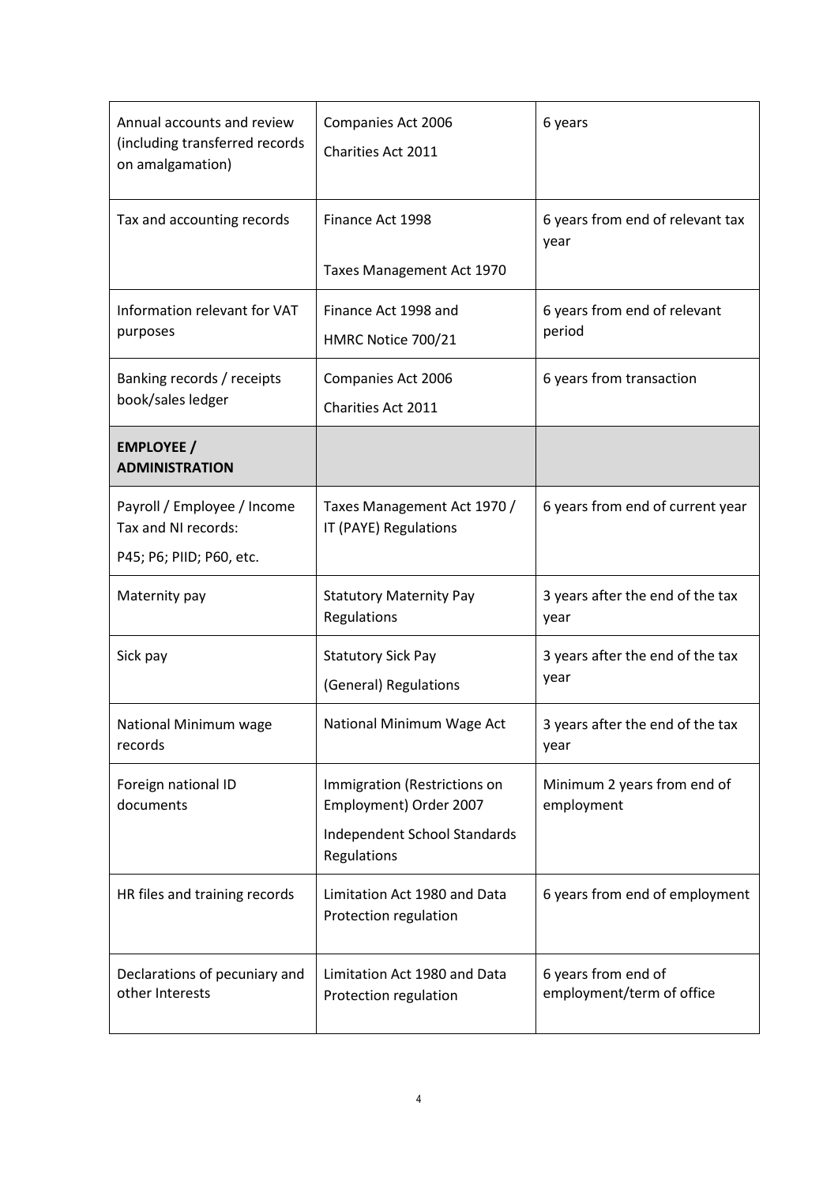| Annual accounts and review (including transferred records on amalgamation) | Companies Act 2006<br>Charities Act 2011 | 6 years |
|---|---|---|
| Tax and accounting records | Finance Act 1998<br>Taxes Management Act 1970 | 6 years from end of relevant tax year |
| Information relevant for VAT purposes | Finance Act 1998 and<br>HMRC Notice 700/21 | 6 years from end of relevant period |
| Banking records / receipts book/sales ledger | Companies Act 2006<br>Charities Act 2011 | 6 years from transaction |
| **EMPLOYEE / ADMINISTRATION** | | |
| Payroll / Employee / Income Tax and NI records:<br>P45; P6; PIID; P60, etc. | Taxes Management Act 1970 / IT (PAYE) Regulations | 6 years from end of current year |
| Maternity pay | Statutory Maternity Pay Regulations | 3 years after the end of the tax year |
| Sick pay | Statutory Sick Pay<br>(General) Regulations | 3 years after the end of the tax year |
| National Minimum wage records | National Minimum Wage Act | 3 years after the end of the tax year |
| Foreign national ID documents | Immigration (Restrictions on Employment) Order 2007<br>Independent School Standards Regulations | Minimum 2 years from end of employment |
| HR files and training records | Limitation Act 1980 and Data Protection regulation | 6 years from end of employment |
| Declarations of pecuniary and other Interests | Limitation Act 1980 and Data Protection regulation | 6 years from end of employment/term of office |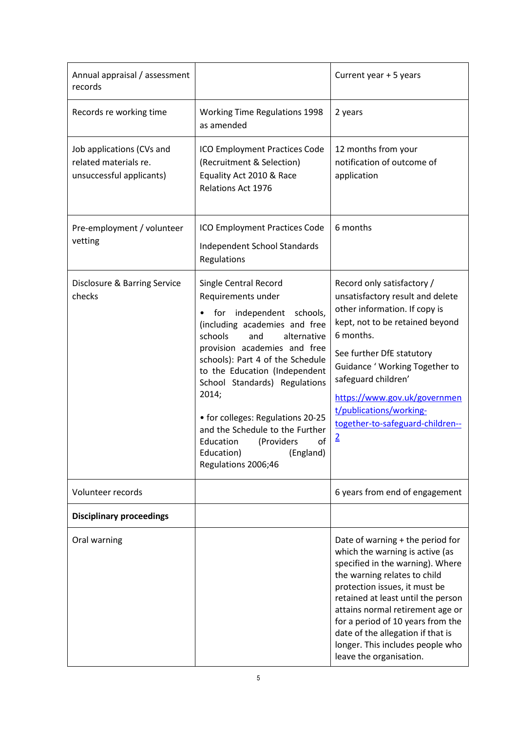| Annual appraisal / assessment records | | Current year + 5 years |
|---|---|---|
| Records re working time | Working Time Regulations 1998 as amended | 2 years |
| Job applications (CVs and related materials re. unsuccessful applicants) | ICO Employment Practices Code (Recruitment & Selection) Equality Act 2010 & Race Relations Act 1976 | 12 months from your notification of outcome of application |
| Pre-employment / volunteer vetting | ICO Employment Practices Code<br><br>Independent School Standards Regulations | 6 months |
| Disclosure & Barring Service checks | Single Central Record Requirements under<br><br>• for independent schools, (including academies and free schools and alternative provision academies and free schools): Part 4 of the Schedule to the Education (Independent School Standards) Regulations 2014;<br><br>• for colleges: Regulations 20-25 and the Schedule to the Further Education (Providers of Education) (England) Regulations 2006;46 | Record only satisfactory / unsatisfactory result and delete other information. If copy is kept, not to be retained beyond 6 months.<br><br>See further DfE statutory Guidance ' Working Together to safeguard children'<br><br>https://www.gov.uk/government/publications/working-together-to-safeguard-children--2 |
| Volunteer records | | 6 years from end of engagement |
| **Disciplinary proceedings** | | |
| Oral warning | | Date of warning + the period for which the warning is active (as specified in the warning). Where the warning relates to child protection issues, it must be retained at least until the person attains normal retirement age or for a period of 10 years from the date of the allegation if that is longer. This includes people who leave the organisation. |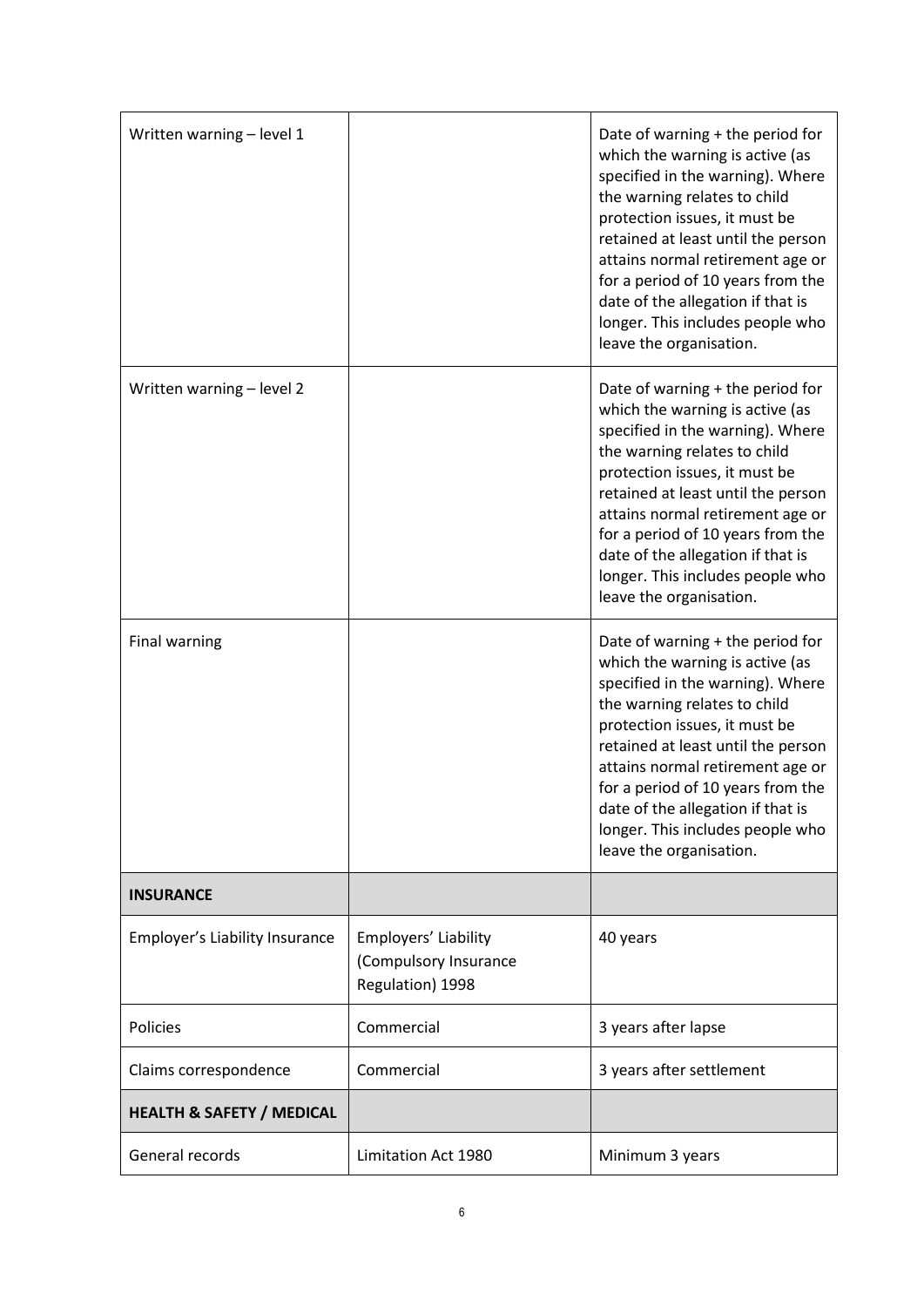| | | |
|---|---|---|
| Written warning – level 1 | | Date of warning + the period for which the warning is active (as specified in the warning). Where the warning relates to child protection issues, it must be retained at least until the person attains normal retirement age or for a period of 10 years from the date of the allegation if that is longer. This includes people who leave the organisation. |
| Written warning – level 2 | | Date of warning + the period for which the warning is active (as specified in the warning). Where the warning relates to child protection issues, it must be retained at least until the person attains normal retirement age or for a period of 10 years from the date of the allegation if that is longer. This includes people who leave the organisation. |
| Final warning | | Date of warning + the period for which the warning is active (as specified in the warning). Where the warning relates to child protection issues, it must be retained at least until the person attains normal retirement age or for a period of 10 years from the date of the allegation if that is longer. This includes people who leave the organisation. |
| **INSURANCE** | | |
| Employer's Liability Insurance | Employers' Liability (Compulsory Insurance Regulation) 1998 | 40 years |
| Policies | Commercial | 3 years after lapse |
| Claims correspondence | Commercial | 3 years after settlement |
| **HEALTH & SAFETY / MEDICAL** | | |
| General records | Limitation Act 1980 | Minimum 3 years |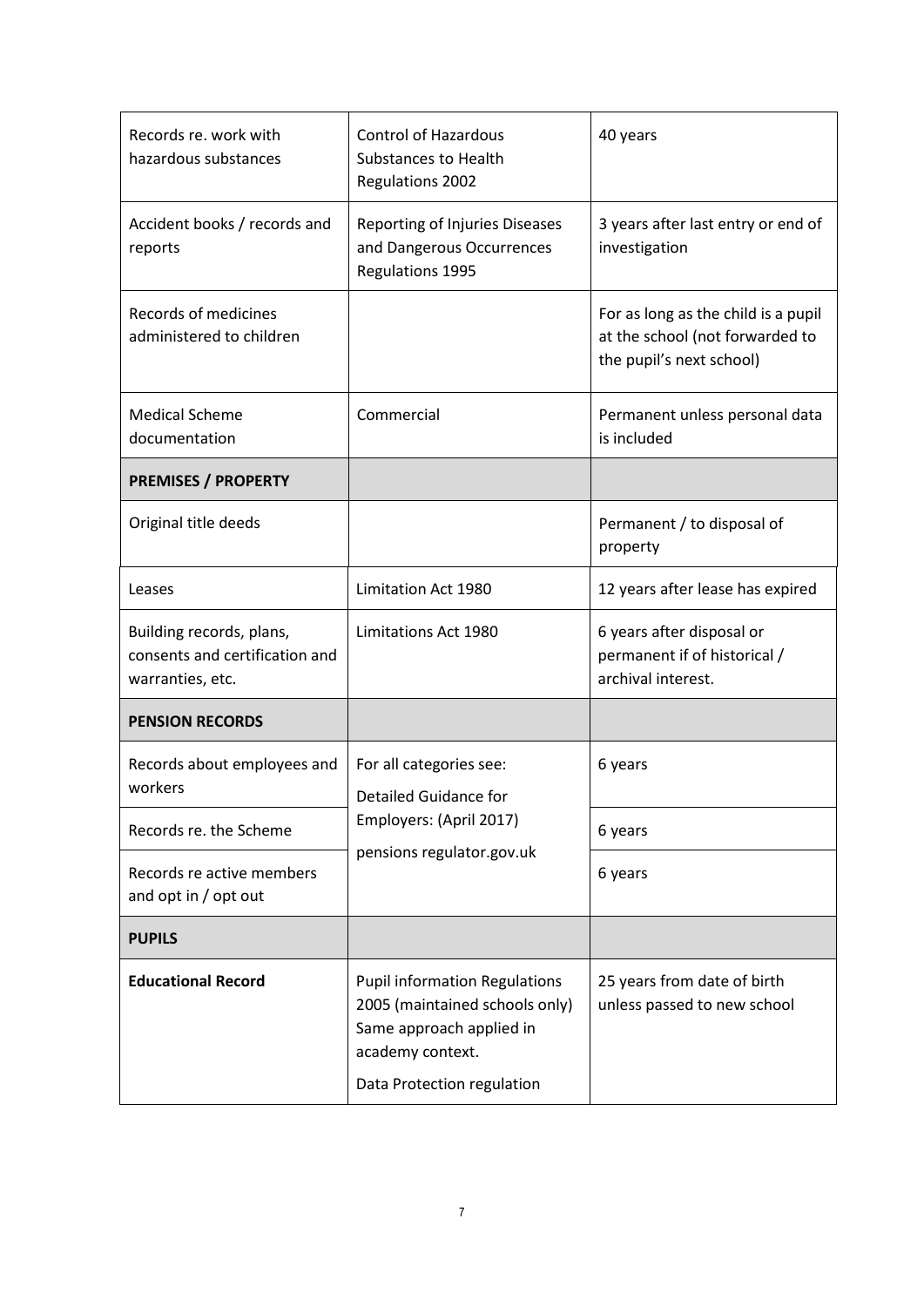| Records re. work with hazardous substances | Control of Hazardous Substances to Health Regulations 2002 | 40 years |
|---|---|---|
| Accident books / records and reports | Reporting of Injuries Diseases and Dangerous Occurrences Regulations 1995 | 3 years after last entry or end of investigation |
| Records of medicines administered to children | | For as long as the child is a pupil at the school (not forwarded to the pupil's next school) |
| Medical Scheme documentation | Commercial | Permanent unless personal data is included |
| **PREMISES / PROPERTY** | | |
| Original title deeds | | Permanent / to disposal of property |
| Leases | Limitation Act 1980 | 12 years after lease has expired |
| Building records, plans, consents and certification and warranties, etc. | Limitations Act 1980 | 6 years after disposal or permanent if of historical / archival interest. |
| **PENSION RECORDS** | | |
| Records about employees and workers | For all categories see: Detailed Guidance for Employers: (April 2017) pensions regulator.gov.uk | 6 years |
| Records re. the Scheme | | 6 years |
| Records re active members and opt in / opt out | | 6 years |
| **PUPILS** | | |
| **Educational Record** | Pupil information Regulations 2005 (maintained schools only) Same approach applied in academy context. Data Protection regulation | 25 years from date of birth unless passed to new school |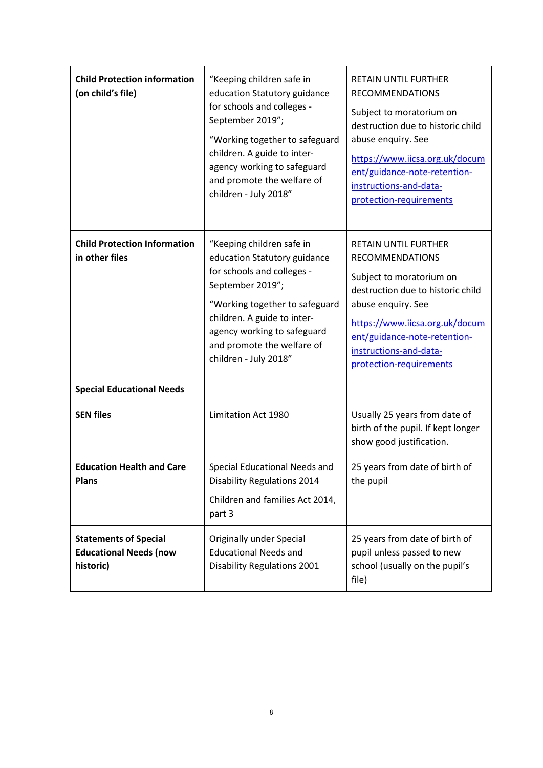| | | |
|---|---|---|
| **Child Protection information (on child's file)** | "Keeping children safe in education Statutory guidance for schools and colleges - September 2019"; "Working together to safeguard children. A guide to inter-agency working to safeguard and promote the welfare of children - July 2018" | RETAIN UNTIL FURTHER RECOMMENDATIONS Subject to moratorium on destruction due to historic child abuse enquiry. See https://www.iicsa.org.uk/document/guidance-note-retention-instructions-and-data-protection-requirements |
| **Child Protection Information in other files** | "Keeping children safe in education Statutory guidance for schools and colleges - September 2019"; "Working together to safeguard children. A guide to inter-agency working to safeguard and promote the welfare of children - July 2018" | RETAIN UNTIL FURTHER RECOMMENDATIONS Subject to moratorium on destruction due to historic child abuse enquiry. See https://www.iicsa.org.uk/document/guidance-note-retention-instructions-and-data-protection-requirements |
| **Special Educational Needs** | | |
| **SEN files** | Limitation Act 1980 | Usually 25 years from date of birth of the pupil. If kept longer show good justification. |
| **Education Health and Care Plans** | Special Educational Needs and Disability Regulations 2014 Children and families Act 2014, part 3 | 25 years from date of birth of the pupil |
| **Statements of Special Educational Needs (now historic)** | Originally under Special Educational Needs and Disability Regulations 2001 | 25 years from date of birth of pupil unless passed to new school (usually on the pupil's file) |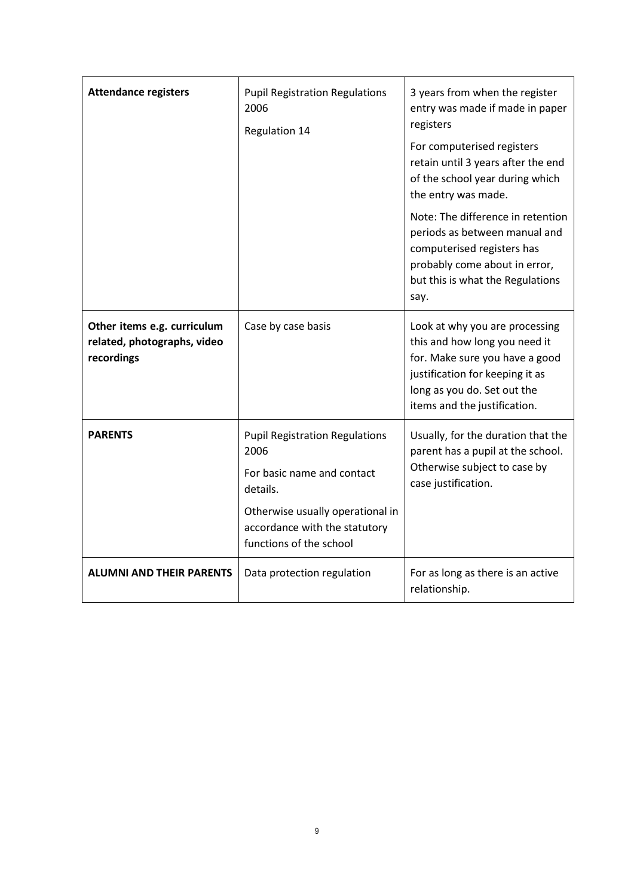| **Attendance registers** | Pupil Registration Regulations 2006<br><br>Regulation 14 | 3 years from when the register entry was made if made in paper registers<br><br>For computerised registers retain until 3 years after the end of the school year during which the entry was made.<br><br>Note: The difference in retention periods as between manual and computerised registers has probably come about in error, but this is what the Regulations say. |
|---|---|---|
| **Other items e.g. curriculum related, photographs, video recordings** | Case by case basis | Look at why you are processing this and how long you need it for. Make sure you have a good justification for keeping it as long as you do. Set out the items and the justification. |
| **PARENTS** | Pupil Registration Regulations 2006<br><br>For basic name and contact details.<br><br>Otherwise usually operational in accordance with the statutory functions of the school | Usually, for the duration that the parent has a pupil at the school. Otherwise subject to case by case justification. |
| **ALUMNI AND THEIR PARENTS** | Data protection regulation | For as long as there is an active relationship. |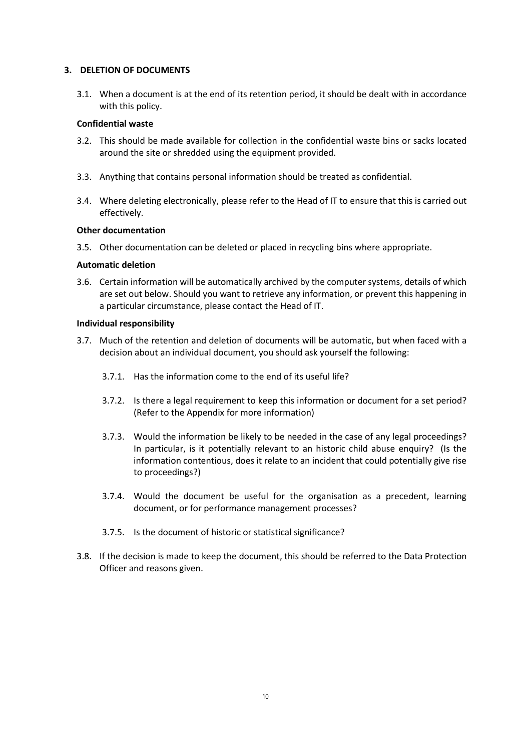## 3. DELETION OF DOCUMENTS

3.1. When a document is at the end of its retention period, it should be dealt with in accordance with this policy.

**Confidential waste**

3.2. This should be made available for collection in the confidential waste bins or sacks located around the site or shredded using the equipment provided.

3.3. Anything that contains personal information should be treated as confidential.

3.4. Where deleting electronically, please refer to the Head of IT to ensure that this is carried out effectively.

**Other documentation**

3.5. Other documentation can be deleted or placed in recycling bins where appropriate.

**Automatic deletion**

3.6. Certain information will be automatically archived by the computer systems, details of which are set out below. Should you want to retrieve any information, or prevent this happening in a particular circumstance, please contact the Head of IT.

**Individual responsibility**

3.7. Much of the retention and deletion of documents will be automatic, but when faced with a decision about an individual document, you should ask yourself the following:

3.7.1. Has the information come to the end of its useful life?

3.7.2. Is there a legal requirement to keep this information or document for a set period? (Refer to the Appendix for more information)

3.7.3. Would the information be likely to be needed in the case of any legal proceedings? In particular, is it potentially relevant to an historic child abuse enquiry? (Is the information contentious, does it relate to an incident that could potentially give rise to proceedings?)

3.7.4. Would the document be useful for the organisation as a precedent, learning document, or for performance management processes?

3.7.5. Is the document of historic or statistical significance?

3.8. If the decision is made to keep the document, this should be referred to the Data Protection Officer and reasons given.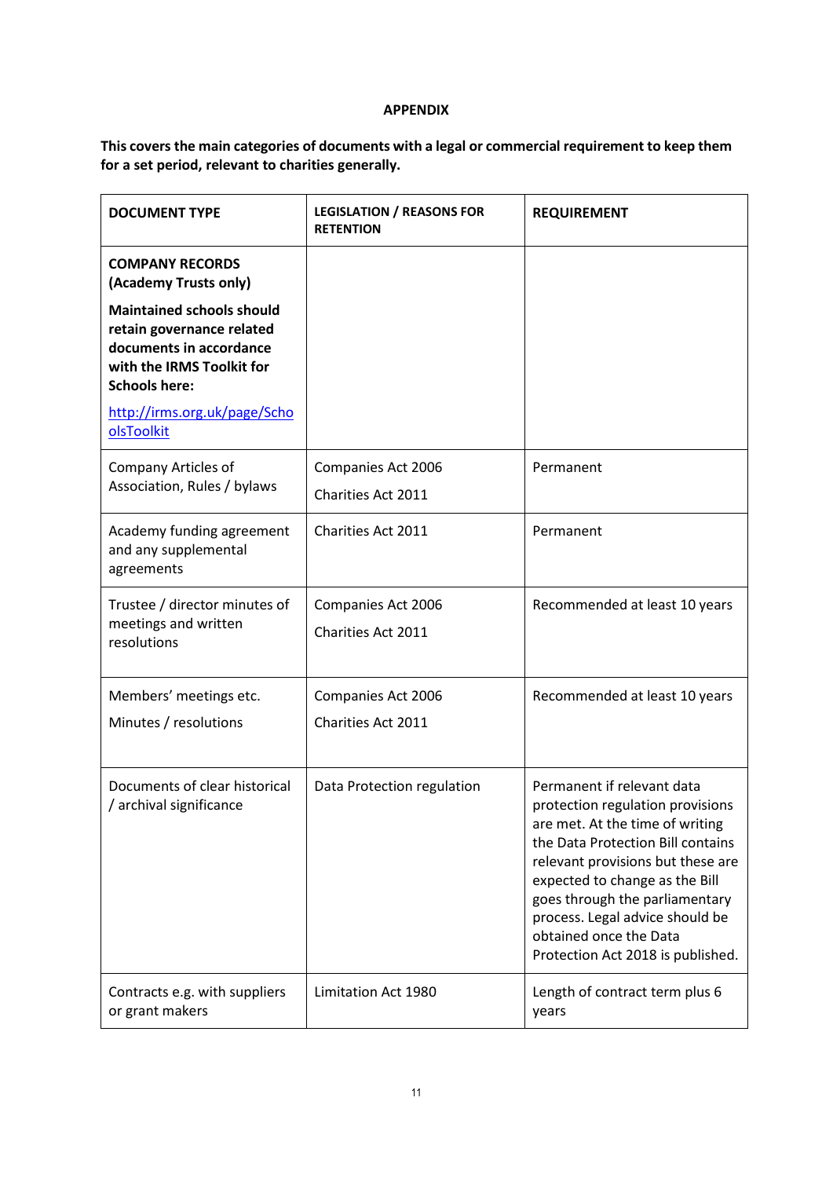**APPENDIX**

**This covers the main categories of documents with a legal or commercial requirement to keep them for a set period, relevant to charities generally.**

| DOCUMENT TYPE | LEGISLATION / REASONS FOR RETENTION | REQUIREMENT |
|---|---|---|
| **COMPANY RECORDS (Academy Trusts only)** **Maintained schools should retain governance related documents in accordance with the IRMS Toolkit for Schools here:** [http://irms.org.uk/page/SchoolsToolkit](http://irms.org.uk/page/SchoolsToolkit) | | |
| Company Articles of Association, Rules / bylaws | Companies Act 2006 Charities Act 2011 | Permanent |
| Academy funding agreement and any supplemental agreements | Charities Act 2011 | Permanent |
| Trustee / director minutes of meetings and written resolutions | Companies Act 2006 Charities Act 2011 | Recommended at least 10 years |
| Members' meetings etc. Minutes / resolutions | Companies Act 2006 Charities Act 2011 | Recommended at least 10 years |
| Documents of clear historical / archival significance | Data Protection regulation | Permanent if relevant data protection regulation provisions are met. At the time of writing the Data Protection Bill contains relevant provisions but these are expected to change as the Bill goes through the parliamentary process. Legal advice should be obtained once the Data Protection Act 2018 is published. |
| Contracts e.g. with suppliers or grant makers | Limitation Act 1980 | Length of contract term plus 6 years |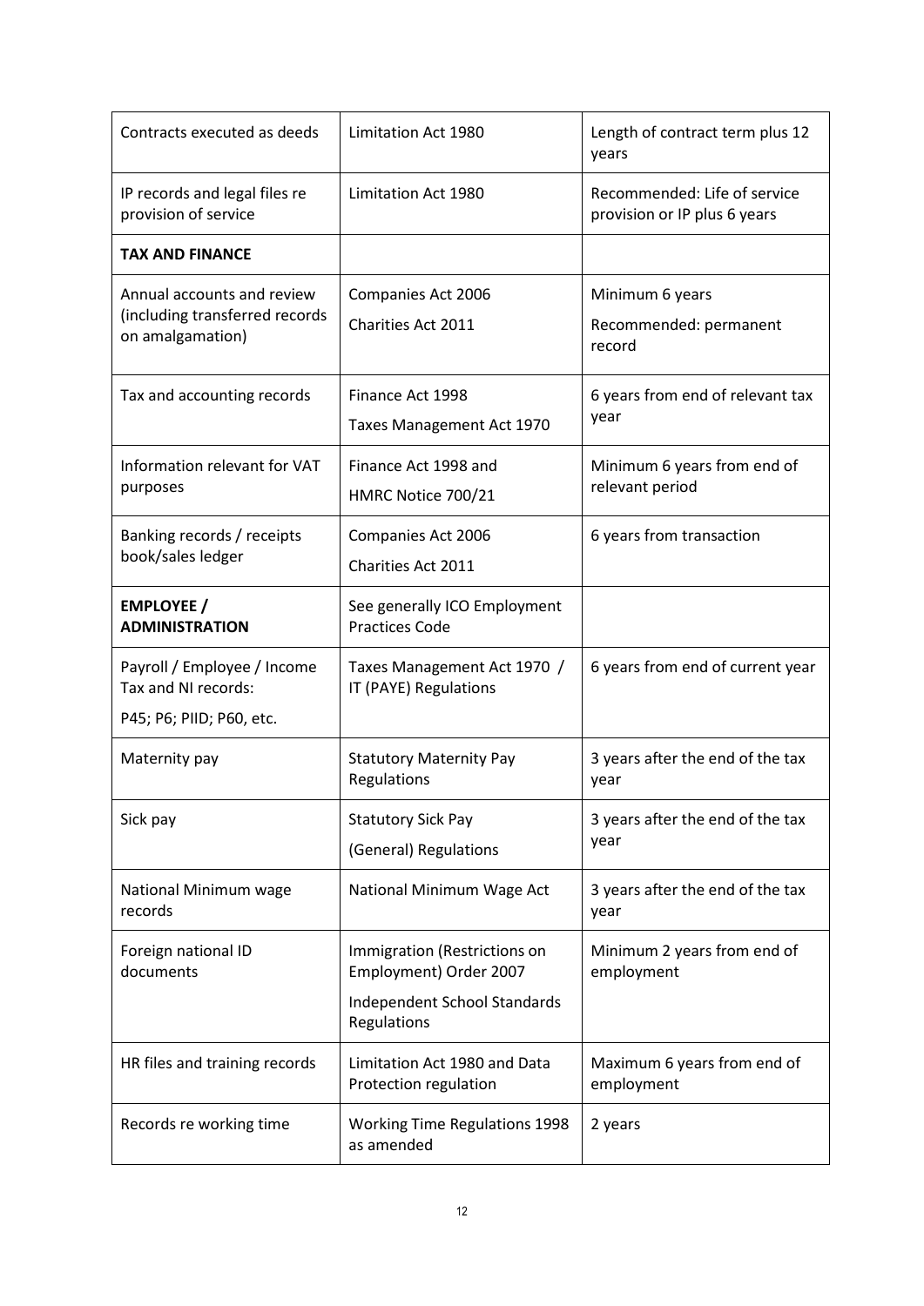| Contracts executed as deeds | Limitation Act 1980 | Length of contract term plus 12 years |
|---|---|---|
| IP records and legal files re provision of service | Limitation Act 1980 | Recommended: Life of service provision or IP plus 6 years |
| **TAX AND FINANCE** | | |
| Annual accounts and review (including transferred records on amalgamation) | Companies Act 2006<br>Charities Act 2011 | Minimum 6 years<br>Recommended: permanent record |
| Tax and accounting records | Finance Act 1998<br>Taxes Management Act 1970 | 6 years from end of relevant tax year |
| Information relevant for VAT purposes | Finance Act 1998 and<br>HMRC Notice 700/21 | Minimum 6 years from end of relevant period |
| Banking records / receipts book/sales ledger | Companies Act 2006<br>Charities Act 2011 | 6 years from transaction |
| **EMPLOYEE / ADMINISTRATION** | See generally ICO Employment Practices Code | |
| Payroll / Employee / Income Tax and NI records:<br>P45; P6; PIID; P60, etc. | Taxes Management Act 1970 / IT (PAYE) Regulations | 6 years from end of current year |
| Maternity pay | Statutory Maternity Pay Regulations | 3 years after the end of the tax year |
| Sick pay | Statutory Sick Pay<br>(General) Regulations | 3 years after the end of the tax year |
| National Minimum wage records | National Minimum Wage Act | 3 years after the end of the tax year |
| Foreign national ID documents | Immigration (Restrictions on Employment) Order 2007<br>Independent School Standards Regulations | Minimum 2 years from end of employment |
| HR files and training records | Limitation Act 1980 and Data Protection regulation | Maximum 6 years from end of employment |
| Records re working time | Working Time Regulations 1998 as amended | 2 years |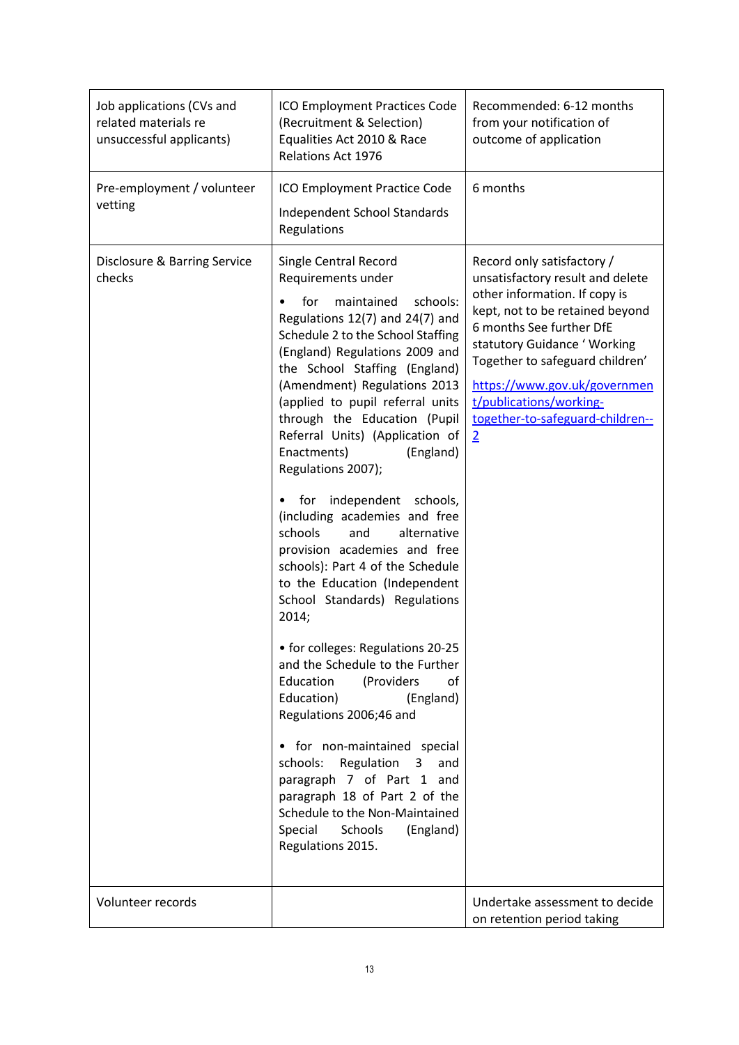| | | |
|---|---|---|
| Job applications (CVs and related materials re unsuccessful applicants) | ICO Employment Practices Code (Recruitment & Selection) Equalities Act 2010 & Race Relations Act 1976 | Recommended: 6-12 months from your notification of outcome of application |
| Pre-employment / volunteer vetting | ICO Employment Practice Code<br><br>Independent School Standards Regulations | 6 months |
| Disclosure & Barring Service checks | Single Central Record Requirements under<br><br>• for maintained schools: Regulations 12(7) and 24(7) and Schedule 2 to the School Staffing (England) Regulations 2009 and the School Staffing (England) (Amendment) Regulations 2013 (applied to pupil referral units through the Education (Pupil Referral Units) (Application of Enactments) (England) Regulations 2007);<br><br>• for independent schools, (including academies and free schools and alternative provision academies and free schools): Part 4 of the Schedule to the Education (Independent School Standards) Regulations 2014;<br><br>• for colleges: Regulations 20-25 and the Schedule to the Further Education (Providers of Education) (England) Regulations 2006;46 and<br><br>• for non-maintained special schools: Regulation 3 and paragraph 7 of Part 1 and paragraph 18 of Part 2 of the Schedule to the Non-Maintained Special Schools (England) Regulations 2015. | Record only satisfactory / unsatisfactory result and delete other information. If copy is kept, not to be retained beyond 6 months See further DfE statutory Guidance ' Working Together to safeguard children'<br><br>[https://www.gov.uk/government/publications/working-together-to-safeguard-children--2](https://www.gov.uk/government/publications/working-together-to-safeguard-children--2) |
| Volunteer records | | Undertake assessment to decide on retention period taking |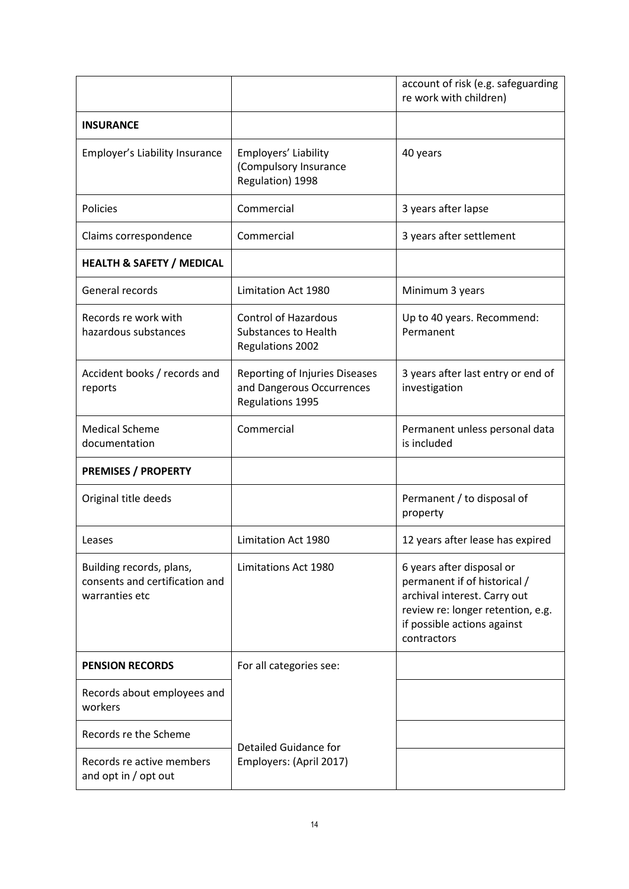| | | |
|---|---|---|
| | | account of risk (e.g. safeguarding re work with children) |
| **INSURANCE** | | |
| Employer's Liability Insurance | Employers' Liability (Compulsory Insurance Regulation) 1998 | 40 years |
| Policies | Commercial | 3 years after lapse |
| Claims correspondence | Commercial | 3 years after settlement |
| **HEALTH & SAFETY / MEDICAL** | | |
| General records | Limitation Act 1980 | Minimum 3 years |
| Records re work with hazardous substances | Control of Hazardous Substances to Health Regulations 2002 | Up to 40 years. Recommend: Permanent |
| Accident books / records and reports | Reporting of Injuries Diseases and Dangerous Occurrences Regulations 1995 | 3 years after last entry or end of investigation |
| Medical Scheme documentation | Commercial | Permanent unless personal data is included |
| **PREMISES / PROPERTY** | | |
| Original title deeds | | Permanent / to disposal of property |
| Leases | Limitation Act 1980 | 12 years after lease has expired |
| Building records, plans, consents and certification and warranties etc | Limitations Act 1980 | 6 years after disposal or permanent if of historical / archival interest. Carry out review re: longer retention, e.g. if possible actions against contractors |
| **PENSION RECORDS** | For all categories see: | |
| Records about employees and workers | Detailed Guidance for Employers: (April 2017) | |
| Records re the Scheme | | |
| Records re active members and opt in / opt out | | |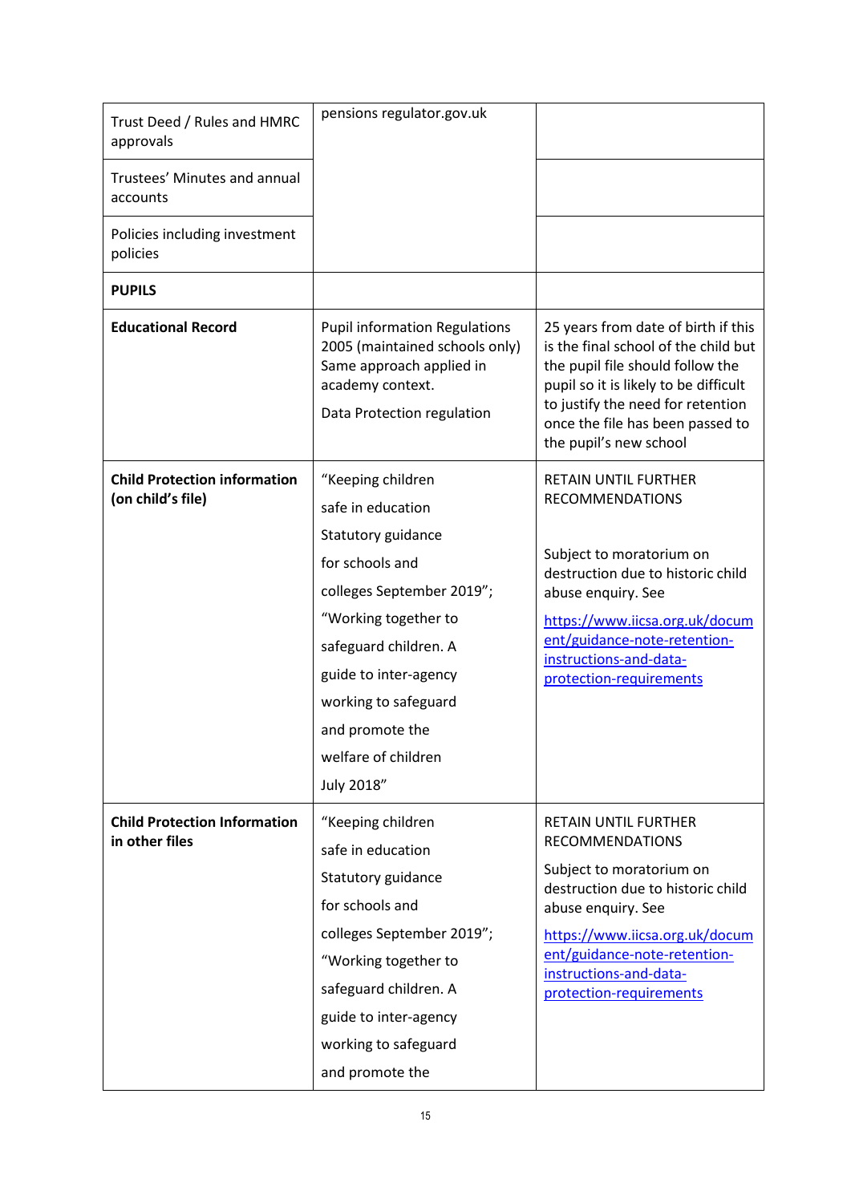| | | |
|---|---|---|
| Trust Deed / Rules and HMRC approvals | pensions regulator.gov.uk | |
| Trustees' Minutes and annual accounts | | |
| Policies including investment policies | | |
| **PUPILS** | | |
| **Educational Record** | Pupil information Regulations 2005 (maintained schools only) Same approach applied in academy context.<br><br>Data Protection regulation | 25 years from date of birth if this is the final school of the child but the pupil file should follow the pupil so it is likely to be difficult to justify the need for retention once the file has been passed to the pupil's new school |
| **Child Protection information (on child's file)** | "Keeping children safe in education Statutory guidance for schools and colleges September 2019"; "Working together to safeguard children. A guide to inter-agency working to safeguard and promote the welfare of children July 2018" | RETAIN UNTIL FURTHER RECOMMENDATIONS<br><br>Subject to moratorium on destruction due to historic child abuse enquiry. See<br><br>https://www.iicsa.org.uk/document/guidance-note-retention-instructions-and-data-protection-requirements |
| **Child Protection Information in other files** | "Keeping children safe in education Statutory guidance for schools and colleges September 2019"; "Working together to safeguard children. A guide to inter-agency working to safeguard and promote the | RETAIN UNTIL FURTHER RECOMMENDATIONS<br><br>Subject to moratorium on destruction due to historic child abuse enquiry. See<br><br>https://www.iicsa.org.uk/document/guidance-note-retention-instructions-and-data-protection-requirements |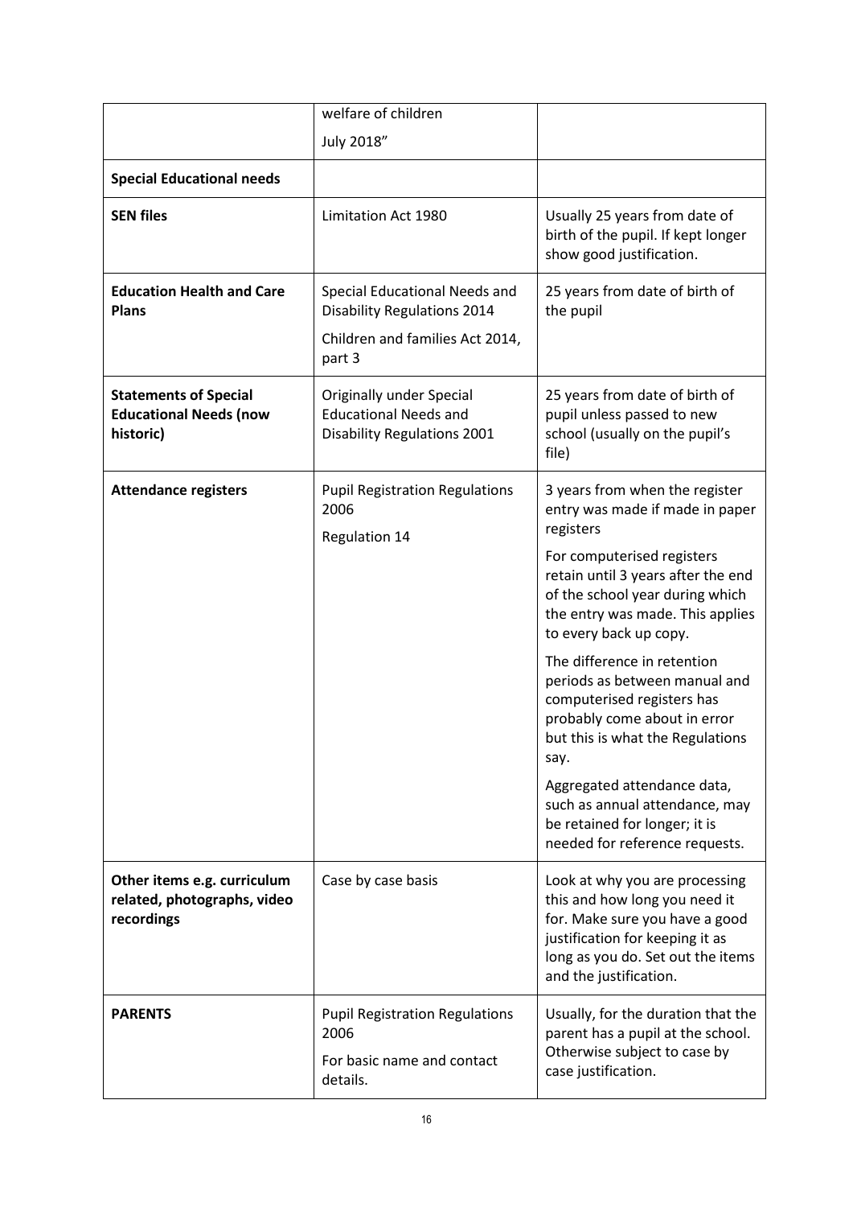|  | welfare of children<br>July 2018" |  |
|---|---|---|
| **Special Educational needs** |  |  |
| **SEN files** | Limitation Act 1980 | Usually 25 years from date of birth of the pupil. If kept longer show good justification. |
| **Education Health and Care Plans** | Special Educational Needs and Disability Regulations 2014<br>Children and families Act 2014, part 3 | 25 years from date of birth of the pupil |
| **Statements of Special Educational Needs (now historic)** | Originally under Special Educational Needs and Disability Regulations 2001 | 25 years from date of birth of pupil unless passed to new school (usually on the pupil's file) |
| **Attendance registers** | Pupil Registration Regulations 2006<br>Regulation 14 | 3 years from when the register entry was made if made in paper registers<br>For computerised registers retain until 3 years after the end of the school year during which the entry was made. This applies to every back up copy.<br>The difference in retention periods as between manual and computerised registers has probably come about in error but this is what the Regulations say.<br>Aggregated attendance data, such as annual attendance, may be retained for longer; it is needed for reference requests. |
| **Other items e.g. curriculum related, photographs, video recordings** | Case by case basis | Look at why you are processing this and how long you need it for. Make sure you have a good justification for keeping it as long as you do. Set out the items and the justification. |
| **PARENTS** | Pupil Registration Regulations 2006<br>For basic name and contact details. | Usually, for the duration that the parent has a pupil at the school. Otherwise subject to case by case justification. |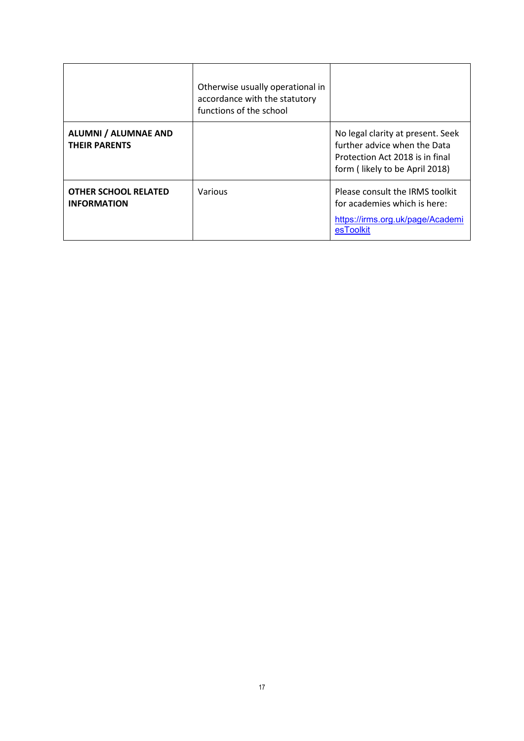| | | |
|---|---|---|
| | Otherwise usually operational in accordance with the statutory functions of the school | |
| **ALUMNI / ALUMNAE AND THEIR PARENTS** | | No legal clarity at present. Seek further advice when the Data Protection Act 2018 is in final form ( likely to be April 2018) |
| **OTHER SCHOOL RELATED INFORMATION** | Various | Please consult the IRMS toolkit for academies which is here: https://irms.org.uk/page/AcademiesToolkit |